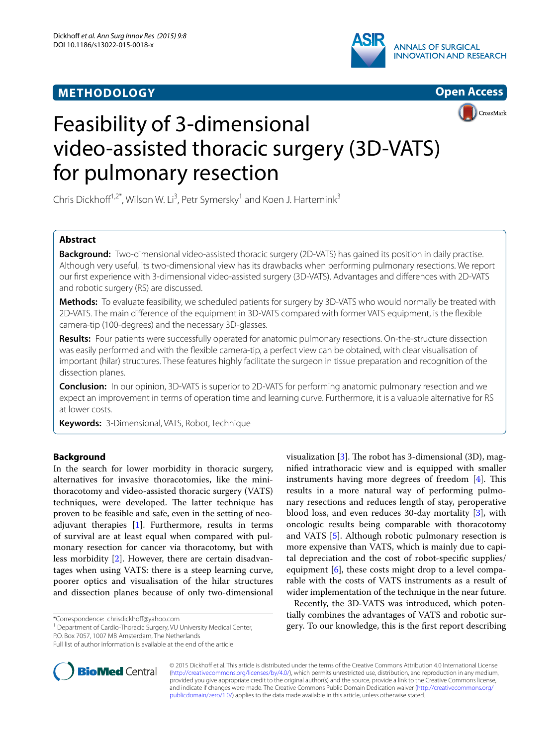METHODOLOGY

Open Access

# Feasibility of 3-dimensional video-assisted thoracic surgery (3D-VATS) for pulmonary resection

Chris Dickhoff[1,2*], Wilson W. Li[3], Petr Symersky[1] and Koen J. Hartemink[3]

## Abstract

**Background:** Two-dimensional video-assisted thoracic surgery (2D-VATS) has gained its position in daily practise. Although very useful, its two-dimensional view has its drawbacks when performing pulmonary resections. We report our first experience with 3-dimensional video-assisted surgery (3D-VATS). Advantages and differences with 2D-VATS and robotic surgery (RS) are discussed.

**Methods:** To evaluate feasibility, we scheduled patients for surgery by 3D-VATS who would normally be treated with 2D-VATS. The main difference of the equipment in 3D-VATS compared with former VATS equipment, is the flexible camera-tip (100-degrees) and the necessary 3D-glasses.

**Results:** Four patients were successfully operated for anatomic pulmonary resections. On-the-structure dissection was easily performed and with the flexible camera-tip, a perfect view can be obtained, with clear visualisation of important (hilar) structures. These features highly facilitate the surgeon in tissue preparation and recognition of the dissection planes.

**Conclusion:** In our opinion, 3D-VATS is superior to 2D-VATS for performing anatomic pulmonary resection and we expect an improvement in terms of operation time and learning curve. Furthermore, it is a valuable alternative for RS at lower costs.

**Keywords:** 3-Dimensional, VATS, Robot, Technique

## Background

In the search for lower morbidity in thoracic surgery, alternatives for invasive thoracotomies, like the mini-thoracotomy and video-assisted thoracic surgery (VATS) techniques, were developed. The latter technique has proven to be feasible and safe, even in the setting of neo-adjuvant therapies [1]. Furthermore, results in terms of survival are at least equal when compared with pulmonary resection for cancer via thoracotomy, but with less morbidity [2]. However, there are certain disadvantages when using VATS: there is a steep learning curve, poorer optics and visualisation of the hilar structures and dissection planes because of only two-dimensional visualization [3]. The robot has 3-dimensional (3D), magnified intrathoracic view and is equipped with smaller instruments having more degrees of freedom [4]. This results in a more natural way of performing pulmonary resections and reduces length of stay, peroperative blood loss, and even reduces 30-day mortality [3], with oncologic results being comparable with thoracotomy and VATS [5]. Although robotic pulmonary resection is more expensive than VATS, which is mainly due to capital depreciation and the cost of robot-specific supplies/equipment [6], these costs might drop to a level comparable with the costs of VATS instruments as a result of wider implementation of the technique in the near future.

Recently, the 3D-VATS was introduced, which potentially combines the advantages of VATS and robotic surgery. To our knowledge, this is the first report describing

*Correspondence: chrisdickhoff@yahoo.com
[1] Department of Cardio-Thoracic Surgery, VU University Medical Center, P.O. Box 7057, 1007 MB Amsterdam, The Netherlands
Full list of author information is available at the end of the article

© 2015 Dickhoff et al. This article is distributed under the terms of the Creative Commons Attribution 4.0 International License (http://creativecommons.org/licenses/by/4.0/), which permits unrestricted use, distribution, and reproduction in any medium, provided you give appropriate credit to the original author(s) and the source, provide a link to the Creative Commons license, and indicate if changes were made. The Creative Commons Public Domain Dedication waiver (http://creativecommons.org/publicdomain/zero/1.0/) applies to the data made available in this article, unless otherwise stated.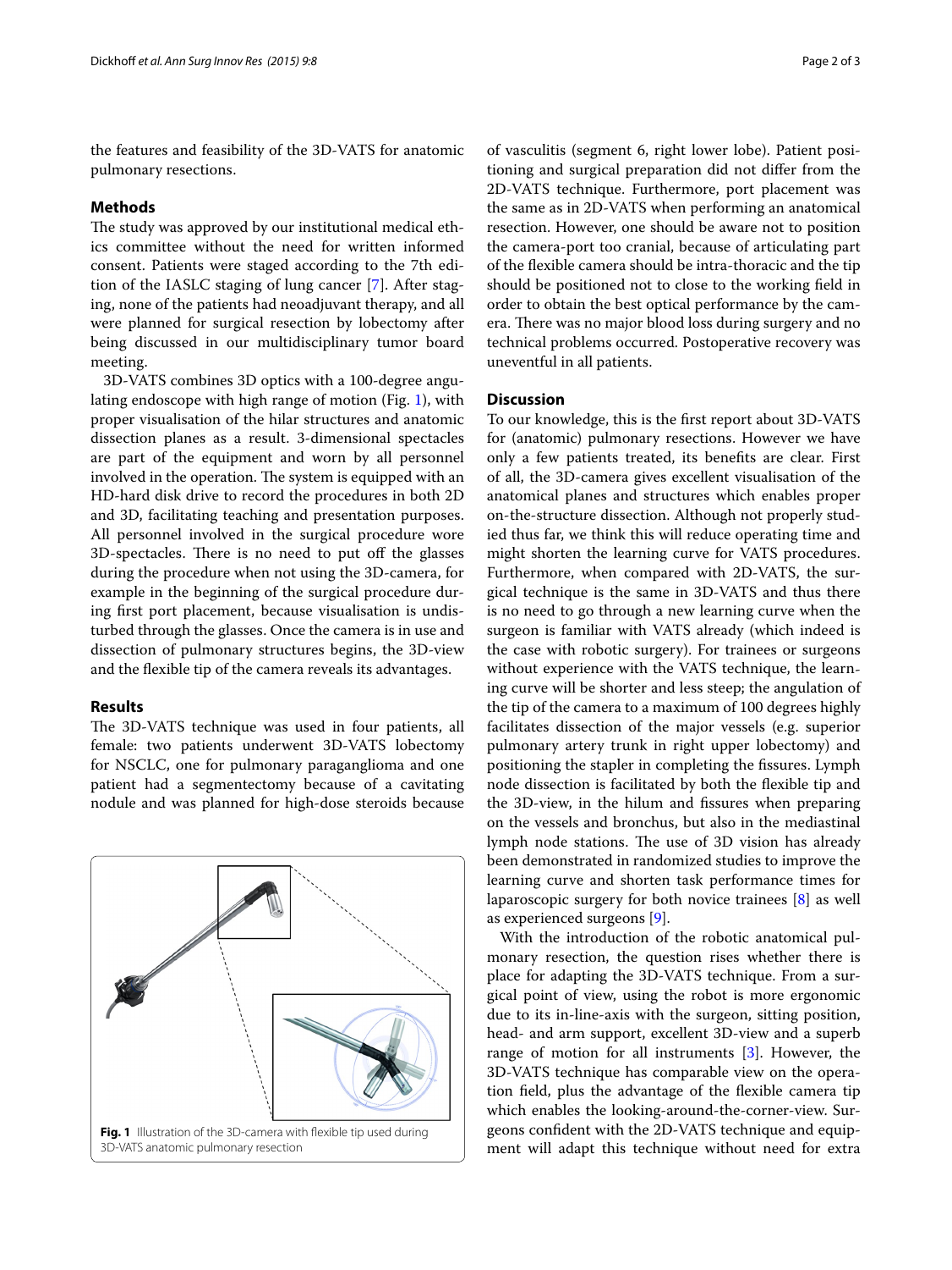the features and feasibility of the 3D-VATS for anatomic pulmonary resections.

## Methods

The study was approved by our institutional medical ethics committee without the need for written informed consent. Patients were staged according to the 7th edition of the IASLC staging of lung cancer [7]. After staging, none of the patients had neoadjuvant therapy, and all were planned for surgical resection by lobectomy after being discussed in our multidisciplinary tumor board meeting.

3D-VATS combines 3D optics with a 100-degree angulating endoscope with high range of motion (Fig. 1), with proper visualisation of the hilar structures and anatomic dissection planes as a result. 3-dimensional spectacles are part of the equipment and worn by all personnel involved in the operation. The system is equipped with an HD-hard disk drive to record the procedures in both 2D and 3D, facilitating teaching and presentation purposes. All personnel involved in the surgical procedure wore 3D-spectacles. There is no need to put off the glasses during the procedure when not using the 3D-camera, for example in the beginning of the surgical procedure during first port placement, because visualisation is undisturbed through the glasses. Once the camera is in use and dissection of pulmonary structures begins, the 3D-view and the flexible tip of the camera reveals its advantages.

## Results

The 3D-VATS technique was used in four patients, all female: two patients underwent 3D-VATS lobectomy for NSCLC, one for pulmonary paraganglioma and one patient had a segmentectomy because of a cavitating nodule and was planned for high-dose steroids because of vasculitis (segment 6, right lower lobe). Patient positioning and surgical preparation did not differ from the 2D-VATS technique. Furthermore, port placement was the same as in 2D-VATS when performing an anatomical resection. However, one should be aware not to position the camera-port too cranial, because of articulating part of the flexible camera should be intra-thoracic and the tip should be positioned not to close to the working field in order to obtain the best optical performance by the camera. There was no major blood loss during surgery and no technical problems occurred. Postoperative recovery was uneventful in all patients.

**Fig. 1** Illustration of the 3D-camera with flexible tip used during 3D-VATS anatomic pulmonary resection

## Discussion

To our knowledge, this is the first report about 3D-VATS for (anatomic) pulmonary resections. However we have only a few patients treated, its benefits are clear. First of all, the 3D-camera gives excellent visualisation of the anatomical planes and structures which enables proper on-the-structure dissection. Although not properly studied thus far, we think this will reduce operating time and might shorten the learning curve for VATS procedures. Furthermore, when compared with 2D-VATS, the surgical technique is the same in 3D-VATS and thus there is no need to go through a new learning curve when the surgeon is familiar with VATS already (which indeed is the case with robotic surgery). For trainees or surgeons without experience with the VATS technique, the learning curve will be shorter and less steep; the angulation of the tip of the camera to a maximum of 100 degrees highly facilitates dissection of the major vessels (e.g. superior pulmonary artery trunk in right upper lobectomy) and positioning the stapler in completing the fissures. Lymph node dissection is facilitated by both the flexible tip and the 3D-view, in the hilum and fissures when preparing on the vessels and bronchus, but also in the mediastinal lymph node stations. The use of 3D vision has already been demonstrated in randomized studies to improve the learning curve and shorten task performance times for laparoscopic surgery for both novice trainees [8] as well as experienced surgeons [9].

With the introduction of the robotic anatomical pulmonary resection, the question rises whether there is place for adapting the 3D-VATS technique. From a surgical point of view, using the robot is more ergonomic due to its in-line-axis with the surgeon, sitting position, head- and arm support, excellent 3D-view and a superb range of motion for all instruments [3]. However, the 3D-VATS technique has comparable view on the operation field, plus the advantage of the flexible camera tip which enables the looking-around-the-corner-view. Surgeons confident with the 2D-VATS technique and equipment will adapt this technique without need for extra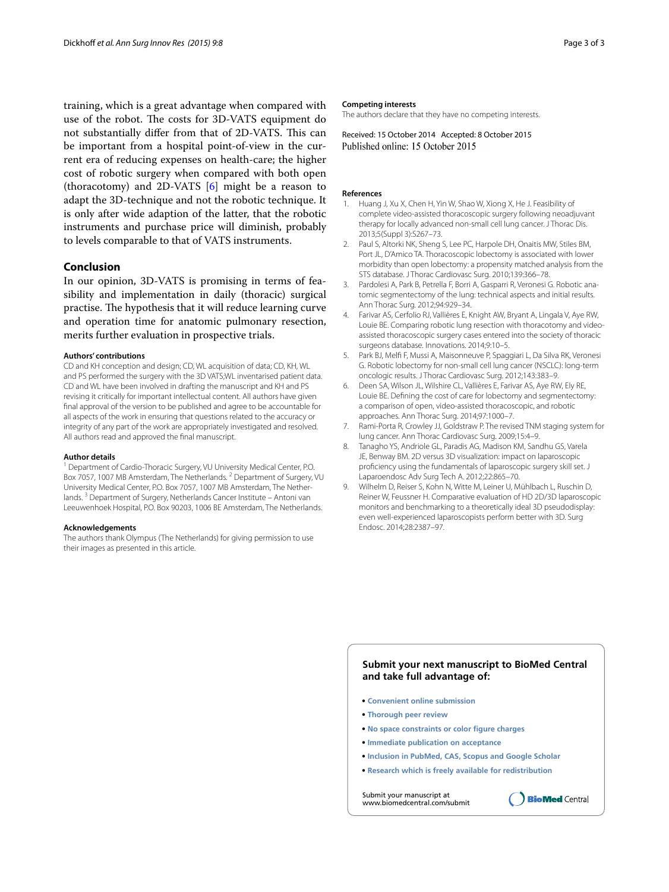training, which is a great advantage when compared with use of the robot. The costs for 3D-VATS equipment do not substantially differ from that of 2D-VATS. This can be important from a hospital point-of-view in the current era of reducing expenses on health-care; the higher cost of robotic surgery when compared with both open (thoracotomy) and 2D-VATS [6] might be a reason to adapt the 3D-technique and not the robotic technique. It is only after wide adaption of the latter, that the robotic instruments and purchase price will diminish, probably to levels comparable to that of VATS instruments.

## Conclusion

In our opinion, 3D-VATS is promising in terms of feasibility and implementation in daily (thoracic) surgical practise. The hypothesis that it will reduce learning curve and operation time for anatomic pulmonary resection, merits further evaluation in prospective trials.

#### Authors' contributions

CD and KH conception and design; CD, WL acquisition of data; CD, KH, WL and PS performed the surgery with the 3D VATS;WL inventarised patient data. CD and WL have been involved in drafting the manuscript and KH and PS revising it critically for important intellectual content. All authors have given final approval of the version to be published and agree to be accountable for all aspects of the work in ensuring that questions related to the accuracy or integrity of any part of the work are appropriately investigated and resolved. All authors read and approved the final manuscript.

#### Author details

[1] Department of Cardio-Thoracic Surgery, VU University Medical Center, P.O. Box 7057, 1007 MB Amsterdam, The Netherlands. [2] Department of Surgery, VU University Medical Center, P.O. Box 7057, 1007 MB Amsterdam, The Netherlands. [3] Department of Surgery, Netherlands Cancer Institute – Antoni van Leeuwenhoek Hospital, P.O. Box 90203, 1006 BE Amsterdam, The Netherlands.

#### Acknowledgements

The authors thank Olympus (The Netherlands) for giving permission to use their images as presented in this article.

#### Competing interests

The authors declare that they have no competing interests.

Received: 15 October 2014 Accepted: 8 October 2015
Published online: 15 October 2015

#### References

1. Huang J, Xu X, Chen H, Yin W, Shao W, Xiong X, He J. Feasibility of complete video-assisted thoracoscopic surgery following neoadjuvant therapy for locally advanced non-small cell lung cancer. J Thorac Dis. 2013;5(Suppl 3):S267–73.
2. Paul S, Altorki NK, Sheng S, Lee PC, Harpole DH, Onaitis MW, Stiles BM, Port JL, D'Amico TA. Thoracoscopic lobectomy is associated with lower morbidity than open lobectomy: a propensity matched analysis from the STS database. J Thorac Cardiovasc Surg. 2010;139:366–78.
3. Pardolesi A, Park B, Petrella F, Borri A, Gasparri R, Veronesi G. Robotic anatomic segmentectomy of the lung: technical aspects and initial results. Ann Thorac Surg. 2012;94:929–34.
4. Farivar AS, Cerfolio RJ, Vallières E, Knight AW, Bryant A, Lingala V, Aye RW, Louie BE. Comparing robotic lung resection with thoracotomy and video-assisted thoracoscopic surgery cases entered into the society of thoracic surgeons database. Innovations. 2014;9:10–5.
5. Park BJ, Melfi F, Mussi A, Maisonneuve P, Spaggiari L, Da Silva RK, Veronesi G. Robotic lobectomy for non-small cell lung cancer (NSCLC): long-term oncologic results. J Thorac Cardiovasc Surg. 2012;143:383–9.
6. Deen SA, Wilson JL, Wilshire CL, Vallières E, Farivar AS, Aye RW, Ely RE, Louie BE. Defining the cost of care for lobectomy and segmentectomy: a comparison of open, video-assisted thoracoscopic, and robotic approaches. Ann Thorac Surg. 2014;97:1000–7.
7. Rami-Porta R, Crowley JJ, Goldstraw P. The revised TNM staging system for lung cancer. Ann Thorac Cardiovasc Surg. 2009;15:4–9.
8. Tanagho YS, Andriole GL, Paradis AG, Madison KM, Sandhu GS, Varela JE, Benway BM. 2D versus 3D visualization: impact on laparoscopic proficiency using the fundamentals of laparoscopic surgery skill set. J Laparoendosc Adv Surg Tech A. 2012;22:865–70.
9. Wilhelm D, Reiser S, Kohn N, Witte M, Leiner U, Mühlbach L, Ruschin D, Reiner W, Feussner H. Comparative evaluation of HD 2D/3D laparoscopic monitors and benchmarking to a theoretically ideal 3D pseudodisplay: even well-experienced laparoscopists perform better with 3D. Surg Endosc. 2014;28:2387–97.

**Submit your next manuscript to BioMed Central and take full advantage of:**

- Convenient online submission
- Thorough peer review
- No space constraints or color figure charges
- Immediate publication on acceptance
- Inclusion in PubMed, CAS, Scopus and Google Scholar
- Research which is freely available for redistribution

Submit your manuscript at www.biomedcentral.com/submit

BioMed Central